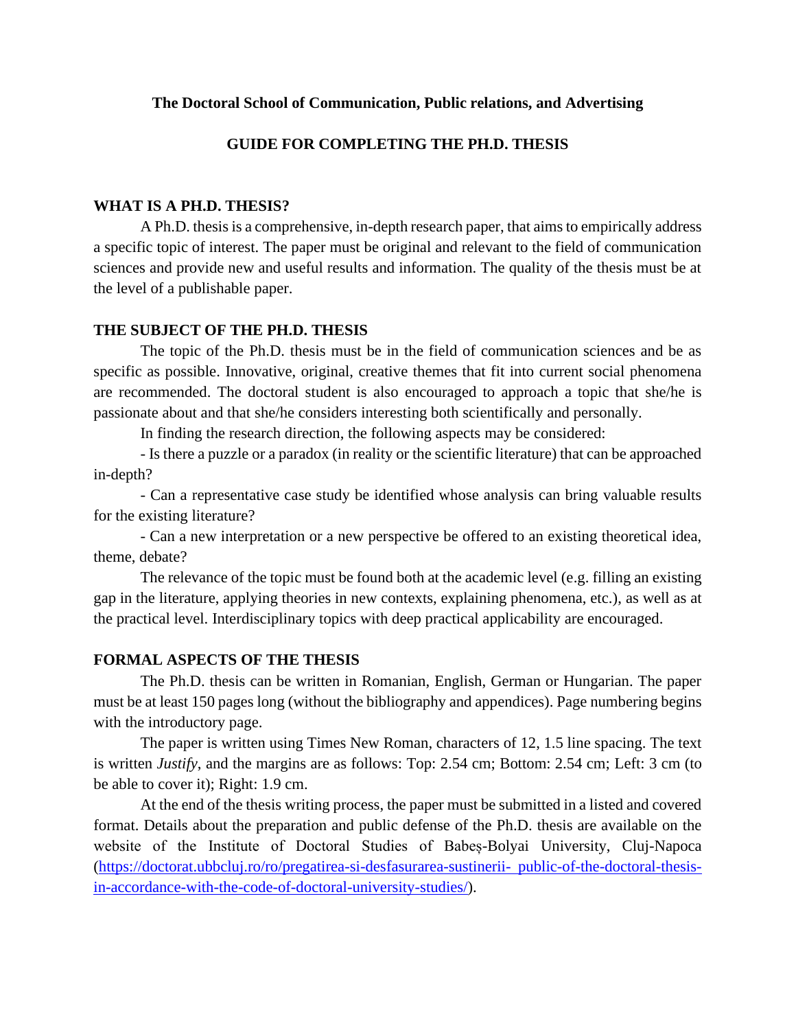**The Doctoral School of Communication, Public relations, and Advertising**

# GUIDE FOR COMPLETING THE PH.D. THESIS

## WHAT IS A PH.D. THESIS?

A Ph.D. thesis is a comprehensive, in-depth research paper, that aims to empirically address a specific topic of interest. The paper must be original and relevant to the field of communication sciences and provide new and useful results and information. The quality of the thesis must be at the level of a publishable paper.

## THE SUBJECT OF THE PH.D. THESIS

The topic of the Ph.D. thesis must be in the field of communication sciences and be as specific as possible. Innovative, original, creative themes that fit into current social phenomena are recommended. The doctoral student is also encouraged to approach a topic that she/he is passionate about and that she/he considers interesting both scientifically and personally.

In finding the research direction, the following aspects may be considered:

- Is there a puzzle or a paradox (in reality or the scientific literature) that can be approached in-depth?

- Can a representative case study be identified whose analysis can bring valuable results for the existing literature?

- Can a new interpretation or a new perspective be offered to an existing theoretical idea, theme, debate?

The relevance of the topic must be found both at the academic level (e.g. filling an existing gap in the literature, applying theories in new contexts, explaining phenomena, etc.), as well as at the practical level. Interdisciplinary topics with deep practical applicability are encouraged.

## FORMAL ASPECTS OF THE THESIS

The Ph.D. thesis can be written in Romanian, English, German or Hungarian. The paper must be at least 150 pages long (without the bibliography and appendices). Page numbering begins with the introductory page.

The paper is written using Times New Roman, characters of 12, 1.5 line spacing. The text is written *Justify*, and the margins are as follows: Top: 2.54 cm; Bottom: 2.54 cm; Left: 3 cm (to be able to cover it); Right: 1.9 cm.

At the end of the thesis writing process, the paper must be submitted in a listed and covered format. Details about the preparation and public defense of the Ph.D. thesis are available on the website of the Institute of Doctoral Studies of Babeș-Bolyai University, Cluj-Napoca (https://doctorat.ubbcluj.ro/ro/pregatirea-si-desfasurarea-sustinerii-_public-of-the-doctoral-thesis-in-accordance-with-the-code-of-doctoral-university-studies/).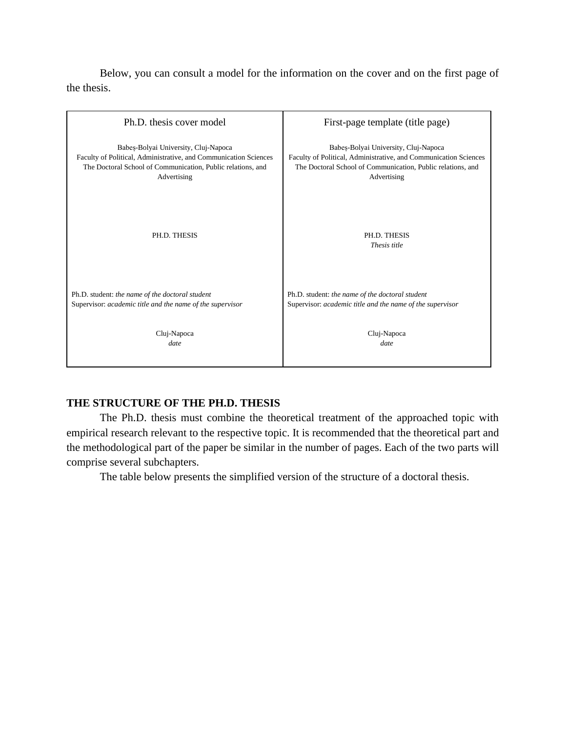Below, you can consult a model for the information on the cover and on the first page of the thesis.

| Ph.D. thesis cover model | First-page template (title page) |
| --- | --- |
| Babeș-Bolyai University, Cluj-Napoca<br>Faculty of Political, Administrative, and Communication Sciences<br>The Doctoral School of Communication, Public relations, and Advertising<br><br>PH.D. THESIS<br><br>Ph.D. student: *the name of the doctoral student*<br>Supervisor: *academic title and the name of the supervisor*<br><br>Cluj-Napoca<br>*date* | Babeș-Bolyai University, Cluj-Napoca<br>Faculty of Political, Administrative, and Communication Sciences<br>The Doctoral School of Communication, Public relations, and Advertising<br><br>PH.D. THESIS<br>*Thesis title*<br><br>Ph.D. student: *the name of the doctoral student*<br>Supervisor: *academic title and the name of the supervisor*<br><br>Cluj-Napoca<br>*date* |

**THE STRUCTURE OF THE PH.D. THESIS**

The Ph.D. thesis must combine the theoretical treatment of the approached topic with empirical research relevant to the respective topic. It is recommended that the theoretical part and the methodological part of the paper be similar in the number of pages. Each of the two parts will comprise several subchapters.

The table below presents the simplified version of the structure of a doctoral thesis.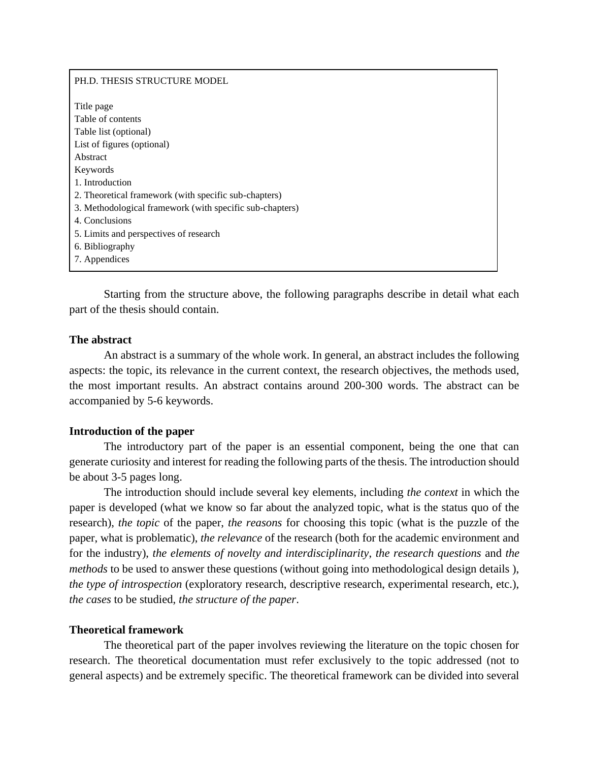PH.D. THESIS STRUCTURE MODEL

Title page
Table of contents
Table list (optional)
List of figures (optional)
Abstract
Keywords
1. Introduction
2. Theoretical framework (with specific sub-chapters)
3. Methodological framework (with specific sub-chapters)
4. Conclusions
5. Limits and perspectives of research
6. Bibliography
7. Appendices

Starting from the structure above, the following paragraphs describe in detail what each part of the thesis should contain.

**The abstract**

An abstract is a summary of the whole work. In general, an abstract includes the following aspects: the topic, its relevance in the current context, the research objectives, the methods used, the most important results. An abstract contains around 200-300 words. The abstract can be accompanied by 5-6 keywords.

**Introduction of the paper**

The introductory part of the paper is an essential component, being the one that can generate curiosity and interest for reading the following parts of the thesis. The introduction should be about 3-5 pages long.

The introduction should include several key elements, including *the context* in which the paper is developed (what we know so far about the analyzed topic, what is the status quo of the research), *the topic* of the paper, *the reasons* for choosing this topic (what is the puzzle of the paper, what is problematic), *the relevance* of the research (both for the academic environment and for the industry), *the elements of novelty and interdisciplinarity*, *the research questions* and *the methods* to be used to answer these questions (without going into methodological design details ), *the type of introspection* (exploratory research, descriptive research, experimental research, etc.), *the cases* to be studied, *the structure of the paper*.

**Theoretical framework**

The theoretical part of the paper involves reviewing the literature on the topic chosen for research. The theoretical documentation must refer exclusively to the topic addressed (not to general aspects) and be extremely specific. The theoretical framework can be divided into several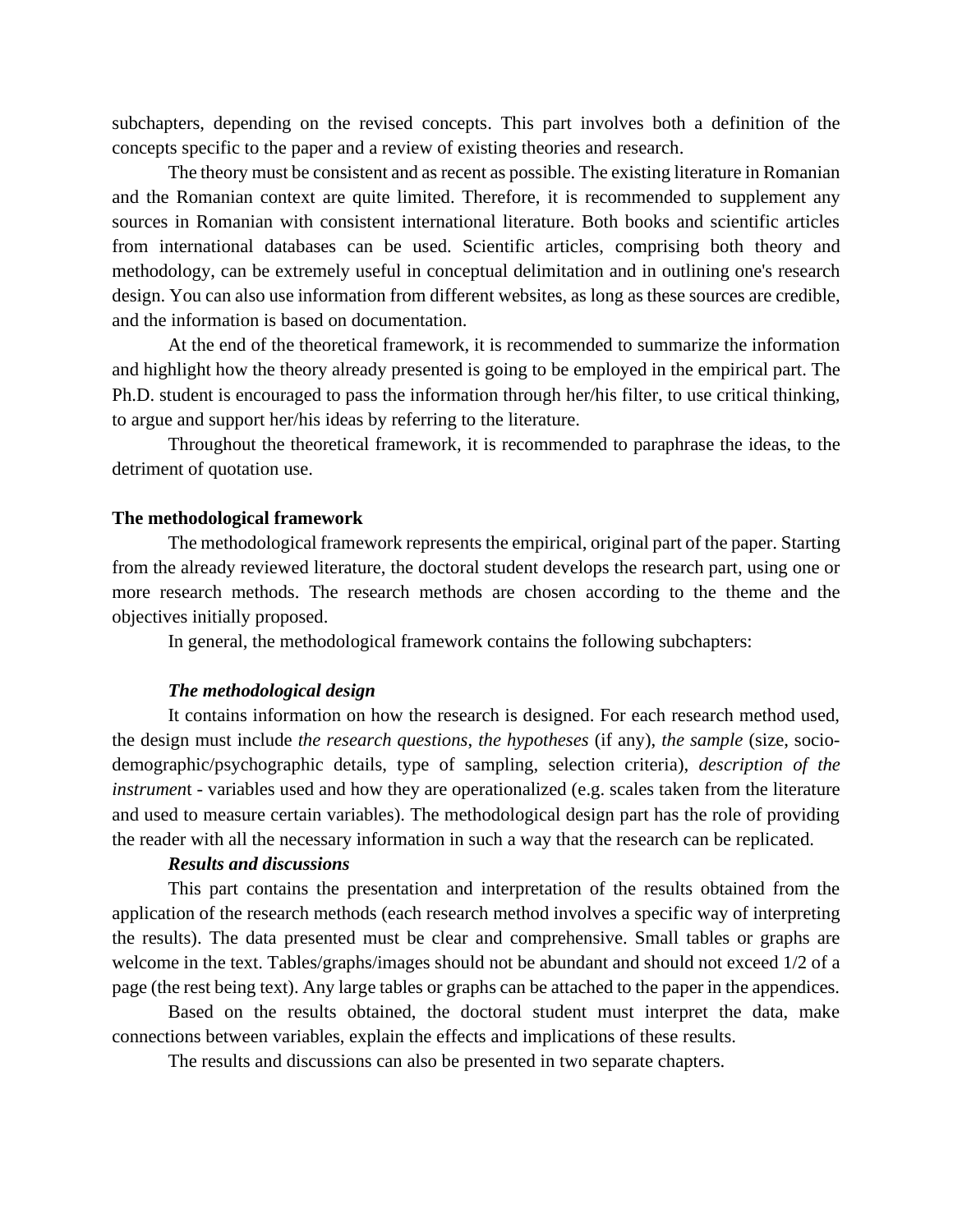subchapters, depending on the revised concepts. This part involves both a definition of the concepts specific to the paper and a review of existing theories and research.

The theory must be consistent and as recent as possible. The existing literature in Romanian and the Romanian context are quite limited. Therefore, it is recommended to supplement any sources in Romanian with consistent international literature. Both books and scientific articles from international databases can be used. Scientific articles, comprising both theory and methodology, can be extremely useful in conceptual delimitation and in outlining one's research design. You can also use information from different websites, as long as these sources are credible, and the information is based on documentation.

At the end of the theoretical framework, it is recommended to summarize the information and highlight how the theory already presented is going to be employed in the empirical part. The Ph.D. student is encouraged to pass the information through her/his filter, to use critical thinking, to argue and support her/his ideas by referring to the literature.

Throughout the theoretical framework, it is recommended to paraphrase the ideas, to the detriment of quotation use.

**The methodological framework**

The methodological framework represents the empirical, original part of the paper. Starting from the already reviewed literature, the doctoral student develops the research part, using one or more research methods. The research methods are chosen according to the theme and the objectives initially proposed.

In general, the methodological framework contains the following subchapters:

***The methodological design***

It contains information on how the research is designed. For each research method used, the design must include *the research questions*, *the hypotheses* (if any), *the sample* (size, socio-demographic/psychographic details, type of sampling, selection criteria), *description of the instrument* - variables used and how they are operationalized (e.g. scales taken from the literature and used to measure certain variables). The methodological design part has the role of providing the reader with all the necessary information in such a way that the research can be replicated.

***Results and discussions***

This part contains the presentation and interpretation of the results obtained from the application of the research methods (each research method involves a specific way of interpreting the results). The data presented must be clear and comprehensive. Small tables or graphs are welcome in the text. Tables/graphs/images should not be abundant and should not exceed 1/2 of a page (the rest being text). Any large tables or graphs can be attached to the paper in the appendices.

Based on the results obtained, the doctoral student must interpret the data, make connections between variables, explain the effects and implications of these results.

The results and discussions can also be presented in two separate chapters.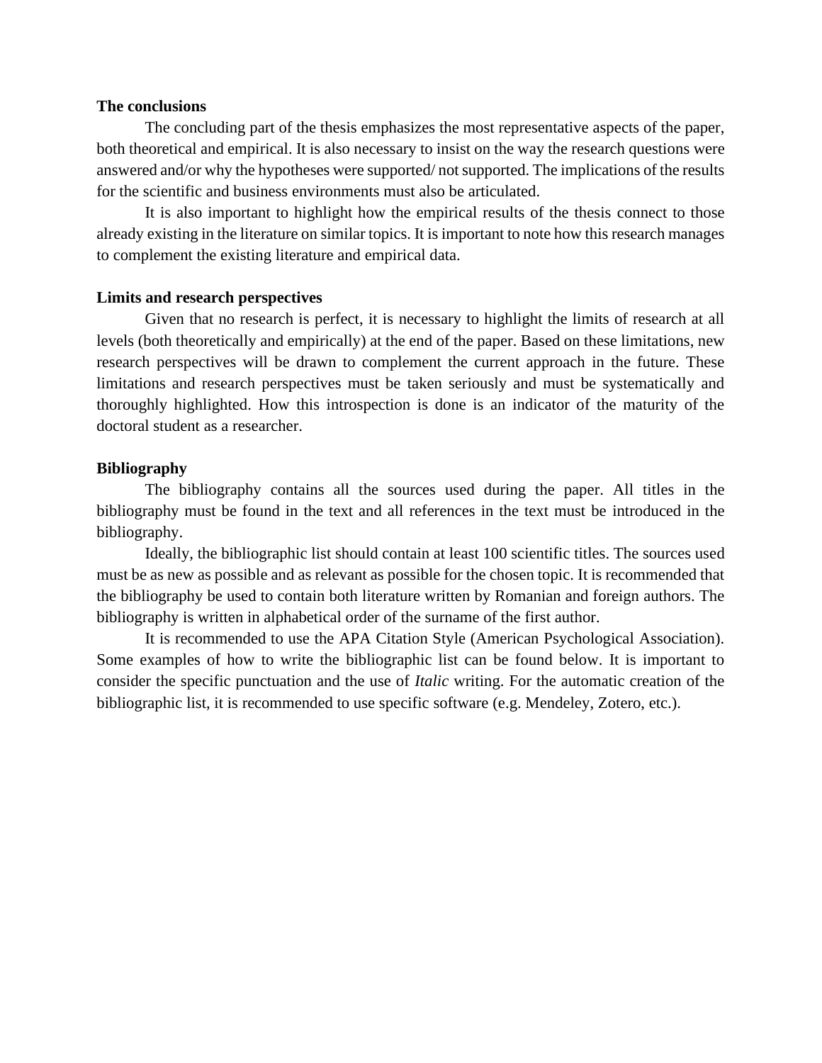**The conclusions**

The concluding part of the thesis emphasizes the most representative aspects of the paper, both theoretical and empirical. It is also necessary to insist on the way the research questions were answered and/or why the hypotheses were supported/ not supported. The implications of the results for the scientific and business environments must also be articulated.

It is also important to highlight how the empirical results of the thesis connect to those already existing in the literature on similar topics. It is important to note how this research manages to complement the existing literature and empirical data.

**Limits and research perspectives**

Given that no research is perfect, it is necessary to highlight the limits of research at all levels (both theoretically and empirically) at the end of the paper. Based on these limitations, new research perspectives will be drawn to complement the current approach in the future. These limitations and research perspectives must be taken seriously and must be systematically and thoroughly highlighted. How this introspection is done is an indicator of the maturity of the doctoral student as a researcher.

**Bibliography**

The bibliography contains all the sources used during the paper. All titles in the bibliography must be found in the text and all references in the text must be introduced in the bibliography.

Ideally, the bibliographic list should contain at least 100 scientific titles. The sources used must be as new as possible and as relevant as possible for the chosen topic. It is recommended that the bibliography be used to contain both literature written by Romanian and foreign authors. The bibliography is written in alphabetical order of the surname of the first author.

It is recommended to use the APA Citation Style (American Psychological Association). Some examples of how to write the bibliographic list can be found below. It is important to consider the specific punctuation and the use of *Italic* writing. For the automatic creation of the bibliographic list, it is recommended to use specific software (e.g. Mendeley, Zotero, etc.).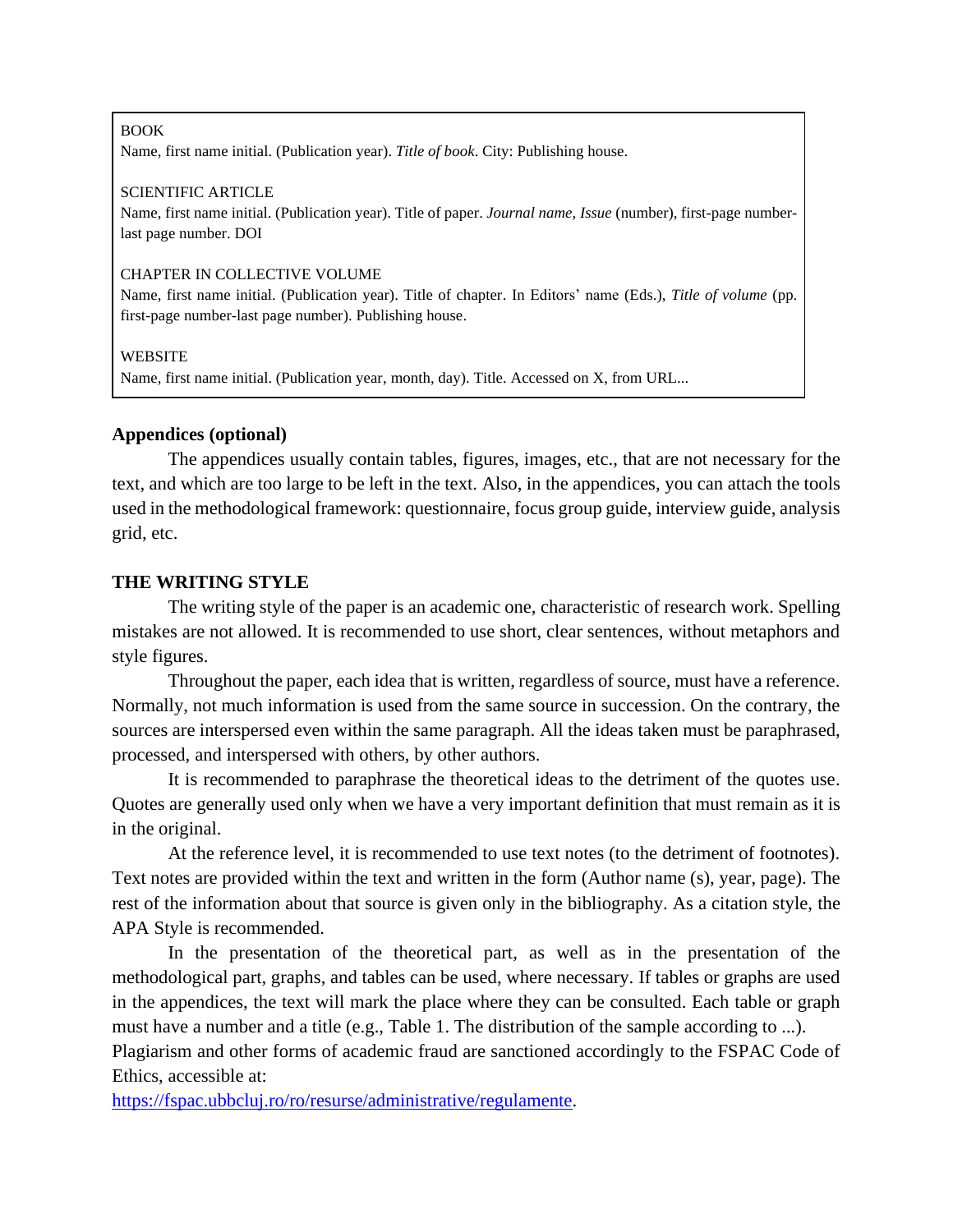BOOK
Name, first name initial. (Publication year). *Title of book*. City: Publishing house.

SCIENTIFIC ARTICLE
Name, first name initial. (Publication year). Title of paper. *Journal name, Issue* (number), first-page number-last page number. DOI

CHAPTER IN COLLECTIVE VOLUME
Name, first name initial. (Publication year). Title of chapter. In Editors' name (Eds.), *Title of volume* (pp. first-page number-last page number). Publishing house.

WEBSITE
Name, first name initial. (Publication year, month, day). Title. Accessed on X, from URL...

**Appendices (optional)**

The appendices usually contain tables, figures, images, etc., that are not necessary for the text, and which are too large to be left in the text. Also, in the appendices, you can attach the tools used in the methodological framework: questionnaire, focus group guide, interview guide, analysis grid, etc.

**THE WRITING STYLE**

The writing style of the paper is an academic one, characteristic of research work. Spelling mistakes are not allowed. It is recommended to use short, clear sentences, without metaphors and style figures.

Throughout the paper, each idea that is written, regardless of source, must have a reference. Normally, not much information is used from the same source in succession. On the contrary, the sources are interspersed even within the same paragraph. All the ideas taken must be paraphrased, processed, and interspersed with others, by other authors.

It is recommended to paraphrase the theoretical ideas to the detriment of the quotes use. Quotes are generally used only when we have a very important definition that must remain as it is in the original.

At the reference level, it is recommended to use text notes (to the detriment of footnotes). Text notes are provided within the text and written in the form (Author name (s), year, page). The rest of the information about that source is given only in the bibliography. As a citation style, the APA Style is recommended.

In the presentation of the theoretical part, as well as in the presentation of the methodological part, graphs, and tables can be used, where necessary. If tables or graphs are used in the appendices, the text will mark the place where they can be consulted. Each table or graph must have a number and a title (e.g., Table 1. The distribution of the sample according to ...).
Plagiarism and other forms of academic fraud are sanctioned accordingly to the FSPAC Code of Ethics, accessible at:
[https://fspac.ubbcluj.ro/ro/resurse/administrative/regulamente](https://fspac.ubbcluj.ro/ro/resurse/administrative/regulamente).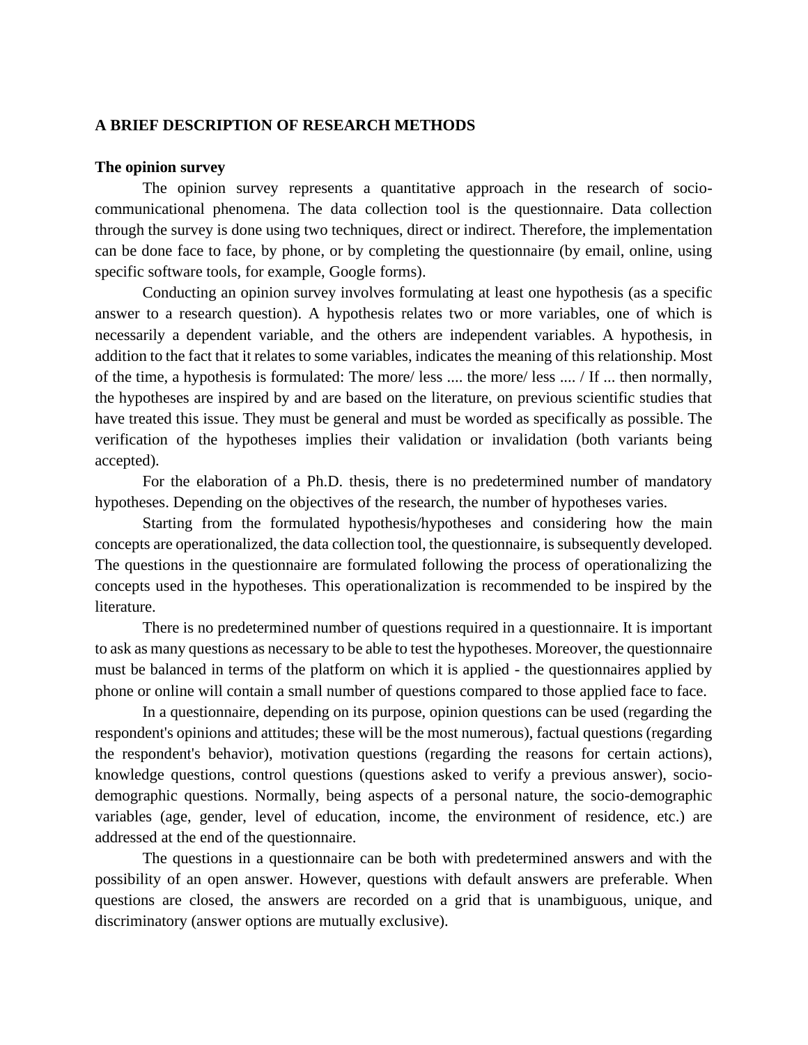## A BRIEF DESCRIPTION OF RESEARCH METHODS

### The opinion survey

The opinion survey represents a quantitative approach in the research of socio-communicational phenomena. The data collection tool is the questionnaire. Data collection through the survey is done using two techniques, direct or indirect. Therefore, the implementation can be done face to face, by phone, or by completing the questionnaire (by email, online, using specific software tools, for example, Google forms).

Conducting an opinion survey involves formulating at least one hypothesis (as a specific answer to a research question). A hypothesis relates two or more variables, one of which is necessarily a dependent variable, and the others are independent variables. A hypothesis, in addition to the fact that it relates to some variables, indicates the meaning of this relationship. Most of the time, a hypothesis is formulated: The more/ less .... the more/ less .... / If ... then normally, the hypotheses are inspired by and are based on the literature, on previous scientific studies that have treated this issue. They must be general and must be worded as specifically as possible. The verification of the hypotheses implies their validation or invalidation (both variants being accepted).

For the elaboration of a Ph.D. thesis, there is no predetermined number of mandatory hypotheses. Depending on the objectives of the research, the number of hypotheses varies.

Starting from the formulated hypothesis/hypotheses and considering how the main concepts are operationalized, the data collection tool, the questionnaire, is subsequently developed. The questions in the questionnaire are formulated following the process of operationalizing the concepts used in the hypotheses. This operationalization is recommended to be inspired by the literature.

There is no predetermined number of questions required in a questionnaire. It is important to ask as many questions as necessary to be able to test the hypotheses. Moreover, the questionnaire must be balanced in terms of the platform on which it is applied - the questionnaires applied by phone or online will contain a small number of questions compared to those applied face to face.

In a questionnaire, depending on its purpose, opinion questions can be used (regarding the respondent's opinions and attitudes; these will be the most numerous), factual questions (regarding the respondent's behavior), motivation questions (regarding the reasons for certain actions), knowledge questions, control questions (questions asked to verify a previous answer), socio-demographic questions. Normally, being aspects of a personal nature, the socio-demographic variables (age, gender, level of education, income, the environment of residence, etc.) are addressed at the end of the questionnaire.

The questions in a questionnaire can be both with predetermined answers and with the possibility of an open answer. However, questions with default answers are preferable. When questions are closed, the answers are recorded on a grid that is unambiguous, unique, and discriminatory (answer options are mutually exclusive).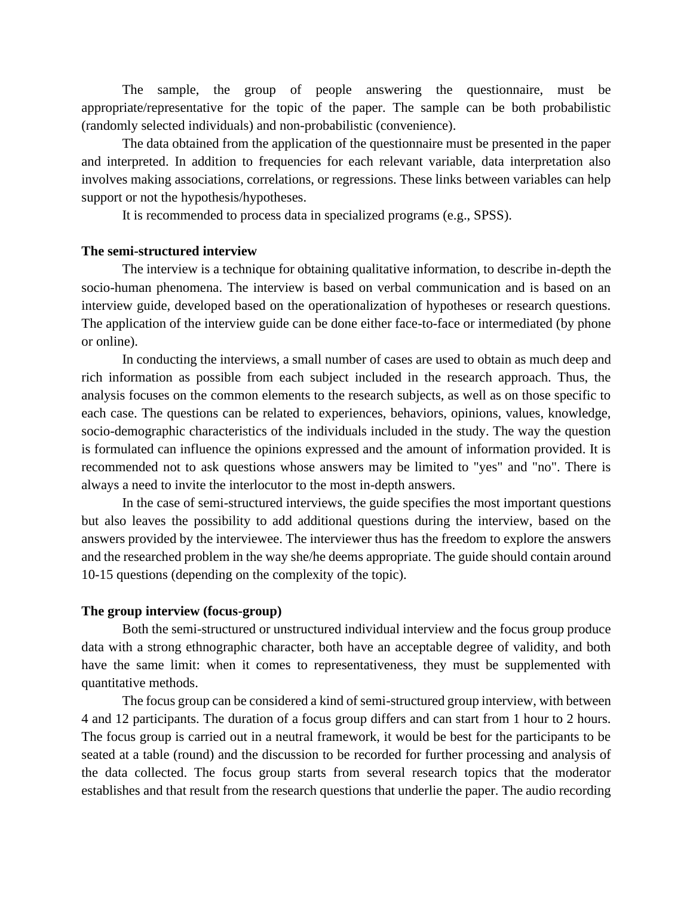The sample, the group of people answering the questionnaire, must be appropriate/representative for the topic of the paper. The sample can be both probabilistic (randomly selected individuals) and non-probabilistic (convenience).

The data obtained from the application of the questionnaire must be presented in the paper and interpreted. In addition to frequencies for each relevant variable, data interpretation also involves making associations, correlations, or regressions. These links between variables can help support or not the hypothesis/hypotheses.

It is recommended to process data in specialized programs (e.g., SPSS).

**The semi-structured interview**

The interview is a technique for obtaining qualitative information, to describe in-depth the socio-human phenomena. The interview is based on verbal communication and is based on an interview guide, developed based on the operationalization of hypotheses or research questions. The application of the interview guide can be done either face-to-face or intermediated (by phone or online).

In conducting the interviews, a small number of cases are used to obtain as much deep and rich information as possible from each subject included in the research approach. Thus, the analysis focuses on the common elements to the research subjects, as well as on those specific to each case. The questions can be related to experiences, behaviors, opinions, values, knowledge, socio-demographic characteristics of the individuals included in the study. The way the question is formulated can influence the opinions expressed and the amount of information provided. It is recommended not to ask questions whose answers may be limited to "yes" and "no". There is always a need to invite the interlocutor to the most in-depth answers.

In the case of semi-structured interviews, the guide specifies the most important questions but also leaves the possibility to add additional questions during the interview, based on the answers provided by the interviewee. The interviewer thus has the freedom to explore the answers and the researched problem in the way she/he deems appropriate. The guide should contain around 10-15 questions (depending on the complexity of the topic).

**The group interview (focus-group)**

Both the semi-structured or unstructured individual interview and the focus group produce data with a strong ethnographic character, both have an acceptable degree of validity, and both have the same limit: when it comes to representativeness, they must be supplemented with quantitative methods.

The focus group can be considered a kind of semi-structured group interview, with between 4 and 12 participants. The duration of a focus group differs and can start from 1 hour to 2 hours. The focus group is carried out in a neutral framework, it would be best for the participants to be seated at a table (round) and the discussion to be recorded for further processing and analysis of the data collected. The focus group starts from several research topics that the moderator establishes and that result from the research questions that underlie the paper. The audio recording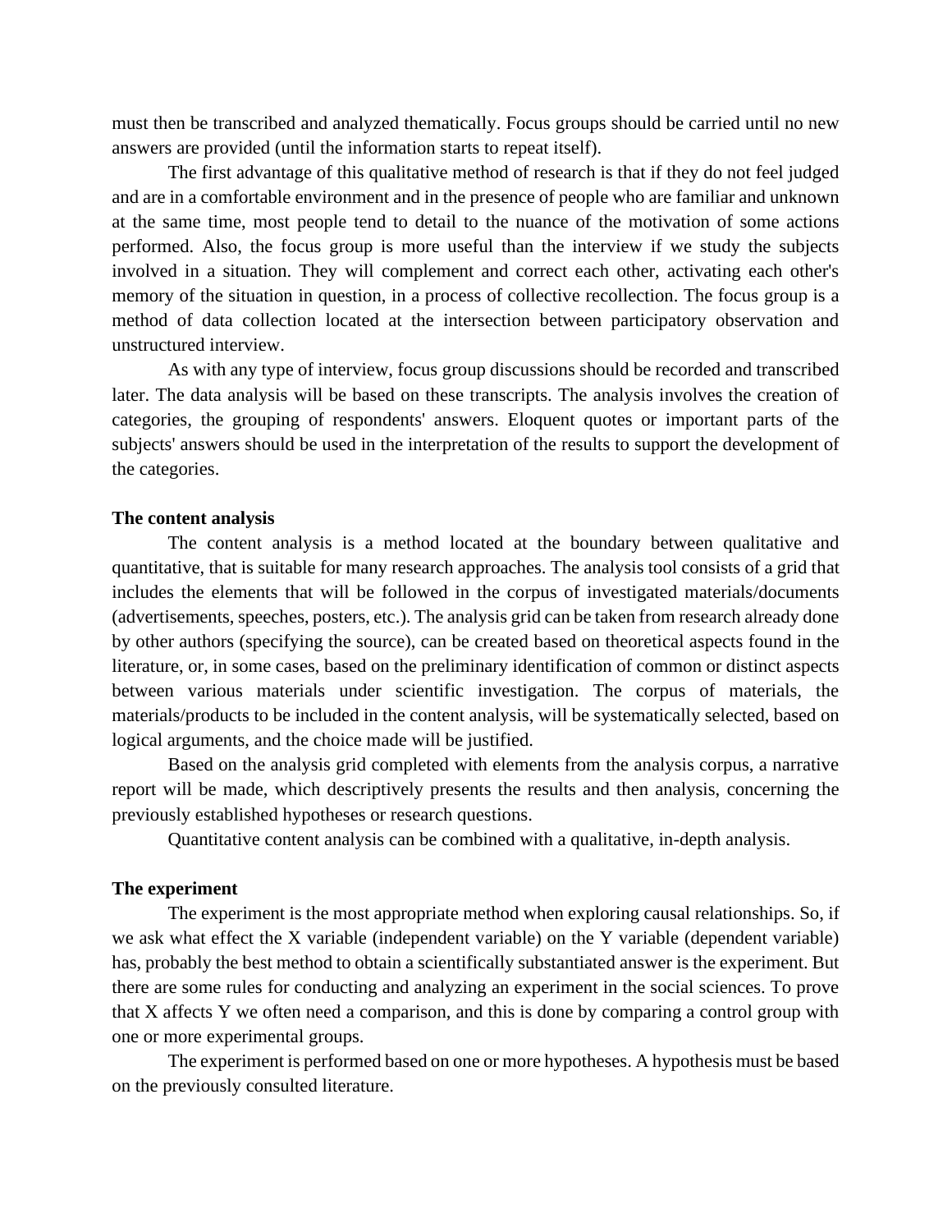must then be transcribed and analyzed thematically. Focus groups should be carried until no new answers are provided (until the information starts to repeat itself).

The first advantage of this qualitative method of research is that if they do not feel judged and are in a comfortable environment and in the presence of people who are familiar and unknown at the same time, most people tend to detail to the nuance of the motivation of some actions performed. Also, the focus group is more useful than the interview if we study the subjects involved in a situation. They will complement and correct each other, activating each other's memory of the situation in question, in a process of collective recollection. The focus group is a method of data collection located at the intersection between participatory observation and unstructured interview.

As with any type of interview, focus group discussions should be recorded and transcribed later. The data analysis will be based on these transcripts. The analysis involves the creation of categories, the grouping of respondents' answers. Eloquent quotes or important parts of the subjects' answers should be used in the interpretation of the results to support the development of the categories.

**The content analysis**

The content analysis is a method located at the boundary between qualitative and quantitative, that is suitable for many research approaches. The analysis tool consists of a grid that includes the elements that will be followed in the corpus of investigated materials/documents (advertisements, speeches, posters, etc.). The analysis grid can be taken from research already done by other authors (specifying the source), can be created based on theoretical aspects found in the literature, or, in some cases, based on the preliminary identification of common or distinct aspects between various materials under scientific investigation. The corpus of materials, the materials/products to be included in the content analysis, will be systematically selected, based on logical arguments, and the choice made will be justified.

Based on the analysis grid completed with elements from the analysis corpus, a narrative report will be made, which descriptively presents the results and then analysis, concerning the previously established hypotheses or research questions.

Quantitative content analysis can be combined with a qualitative, in-depth analysis.

**The experiment**

The experiment is the most appropriate method when exploring causal relationships. So, if we ask what effect the X variable (independent variable) on the Y variable (dependent variable) has, probably the best method to obtain a scientifically substantiated answer is the experiment. But there are some rules for conducting and analyzing an experiment in the social sciences. To prove that X affects Y we often need a comparison, and this is done by comparing a control group with one or more experimental groups.

The experiment is performed based on one or more hypotheses. A hypothesis must be based on the previously consulted literature.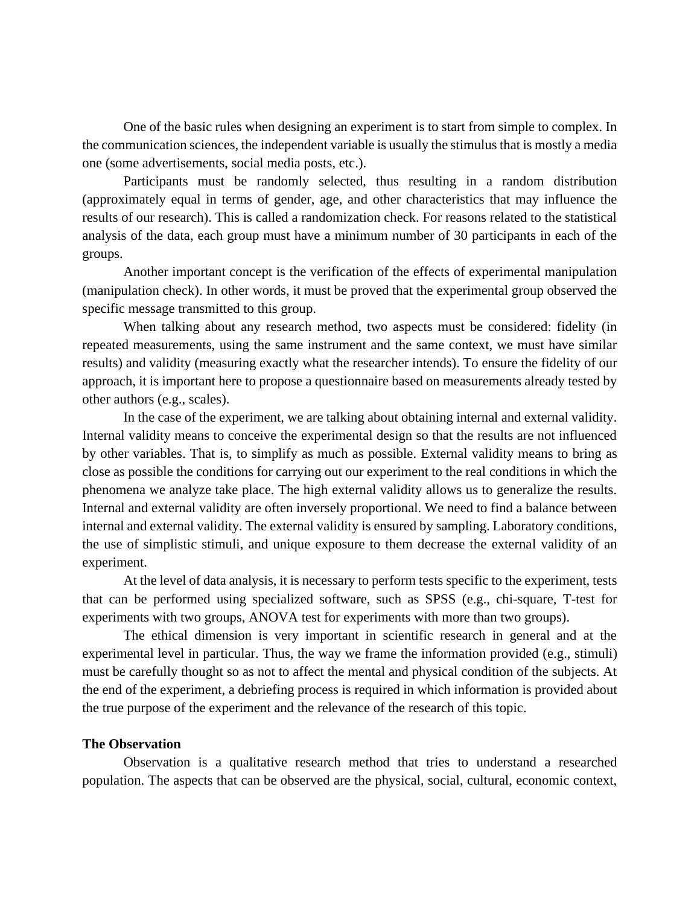One of the basic rules when designing an experiment is to start from simple to complex. In the communication sciences, the independent variable is usually the stimulus that is mostly a media one (some advertisements, social media posts, etc.).

Participants must be randomly selected, thus resulting in a random distribution (approximately equal in terms of gender, age, and other characteristics that may influence the results of our research). This is called a randomization check. For reasons related to the statistical analysis of the data, each group must have a minimum number of 30 participants in each of the groups.

Another important concept is the verification of the effects of experimental manipulation (manipulation check). In other words, it must be proved that the experimental group observed the specific message transmitted to this group.

When talking about any research method, two aspects must be considered: fidelity (in repeated measurements, using the same instrument and the same context, we must have similar results) and validity (measuring exactly what the researcher intends). To ensure the fidelity of our approach, it is important here to propose a questionnaire based on measurements already tested by other authors (e.g., scales).

In the case of the experiment, we are talking about obtaining internal and external validity. Internal validity means to conceive the experimental design so that the results are not influenced by other variables. That is, to simplify as much as possible. External validity means to bring as close as possible the conditions for carrying out our experiment to the real conditions in which the phenomena we analyze take place. The high external validity allows us to generalize the results. Internal and external validity are often inversely proportional. We need to find a balance between internal and external validity. The external validity is ensured by sampling. Laboratory conditions, the use of simplistic stimuli, and unique exposure to them decrease the external validity of an experiment.

At the level of data analysis, it is necessary to perform tests specific to the experiment, tests that can be performed using specialized software, such as SPSS (e.g., chi-square, T-test for experiments with two groups, ANOVA test for experiments with more than two groups).

The ethical dimension is very important in scientific research in general and at the experimental level in particular. Thus, the way we frame the information provided (e.g., stimuli) must be carefully thought so as not to affect the mental and physical condition of the subjects. At the end of the experiment, a debriefing process is required in which information is provided about the true purpose of the experiment and the relevance of the research of this topic.

**The Observation**

Observation is a qualitative research method that tries to understand a researched population. The aspects that can be observed are the physical, social, cultural, economic context,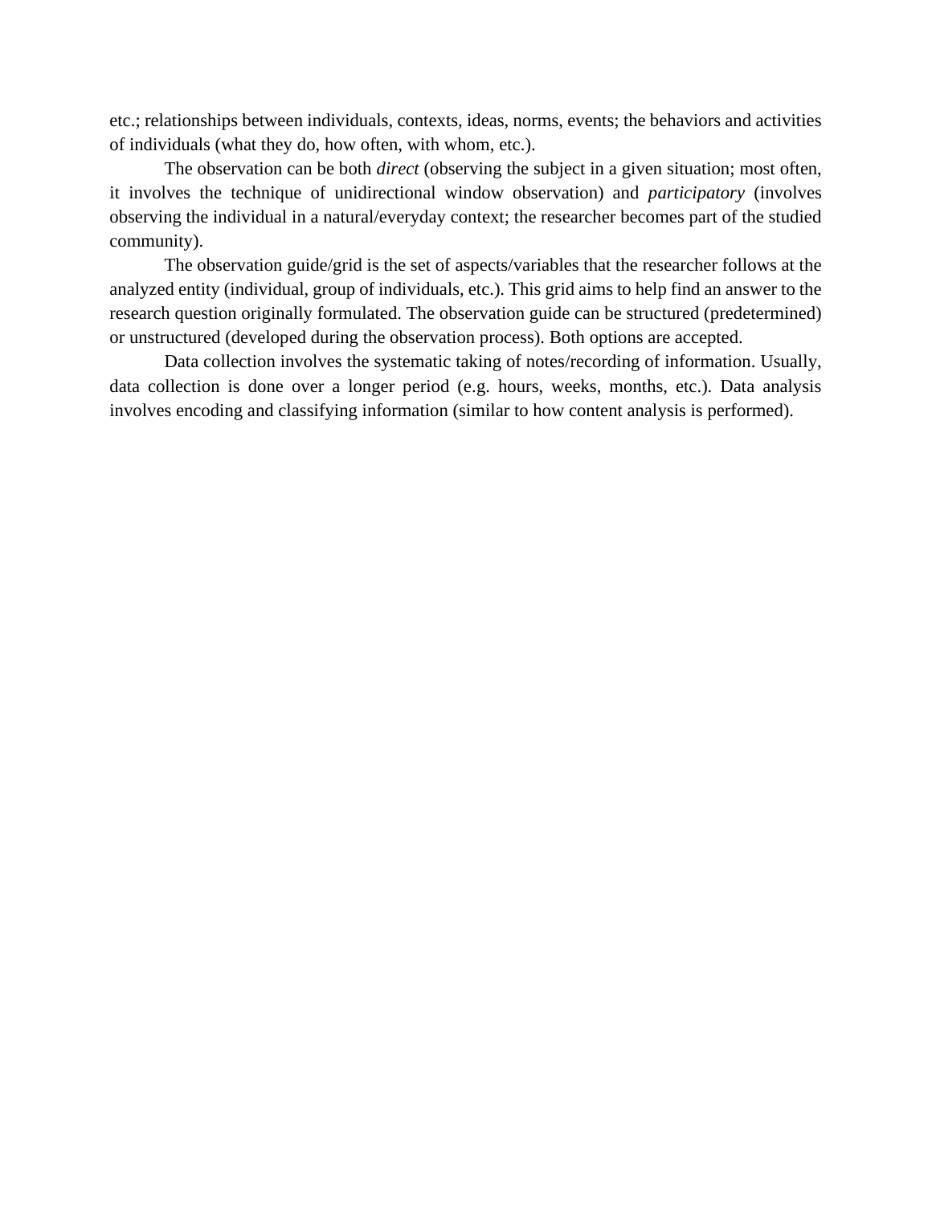etc.; relationships between individuals, contexts, ideas, norms, events; the behaviors and activities of individuals (what they do, how often, with whom, etc.).

The observation can be both *direct* (observing the subject in a given situation; most often, it involves the technique of unidirectional window observation) and *participatory* (involves observing the individual in a natural/everyday context; the researcher becomes part of the studied community).

The observation guide/grid is the set of aspects/variables that the researcher follows at the analyzed entity (individual, group of individuals, etc.). This grid aims to help find an answer to the research question originally formulated. The observation guide can be structured (predetermined) or unstructured (developed during the observation process). Both options are accepted.

Data collection involves the systematic taking of notes/recording of information. Usually, data collection is done over a longer period (e.g. hours, weeks, months, etc.). Data analysis involves encoding and classifying information (similar to how content analysis is performed).